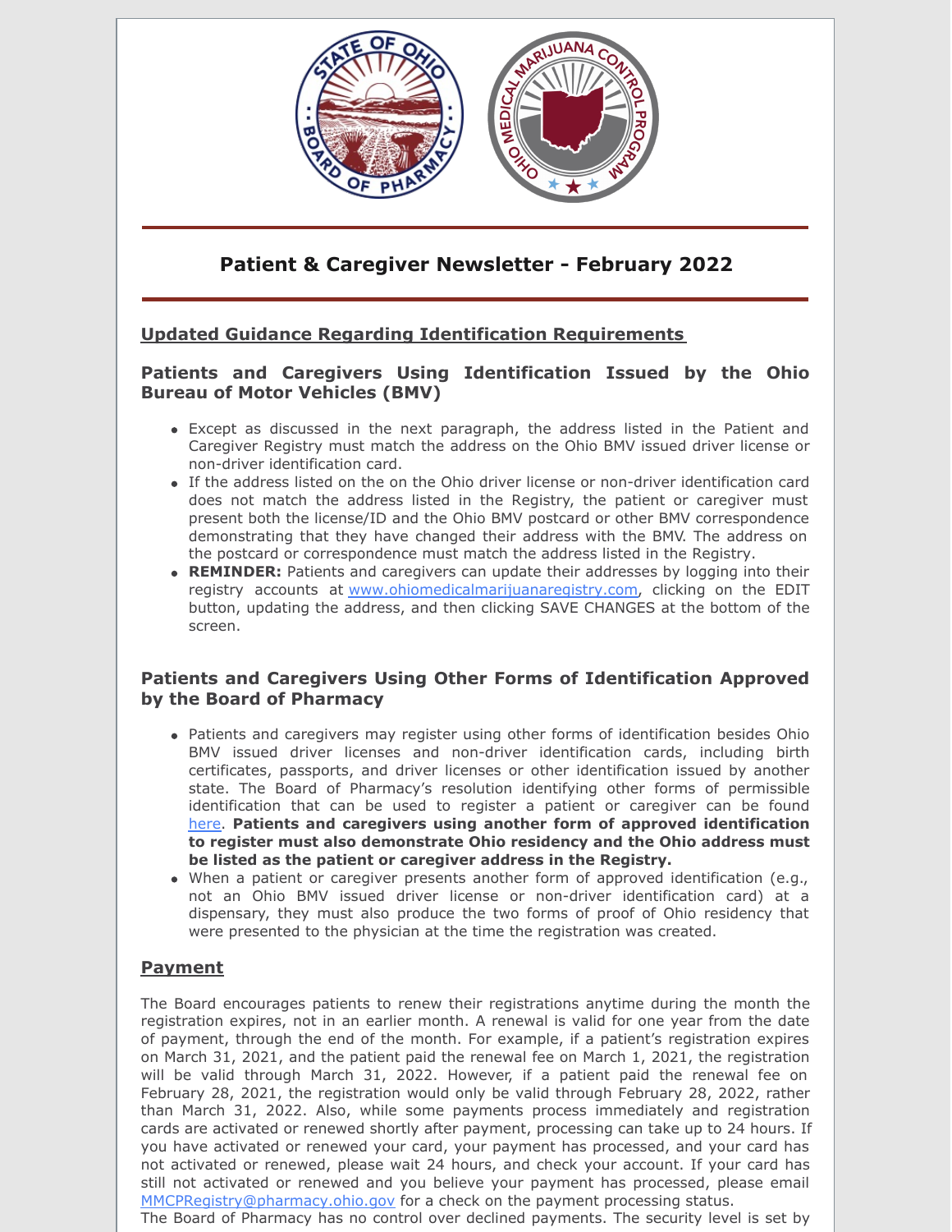# Patient & Caregiver Newsletter - February 2022

## Updated Guidance Regarding Identification Requirements

### Patients and Caregivers Using Identification Issued by the Ohio Bureau of Motor Vehicles (BMV)

- Except as discussed in the next paragraph, the address listed in the Patient and Caregiver Registry must match the address on the Ohio BMV issued driver license or non-driver identification card.
- If the address listed on the on the Ohio driver license or non-driver identification card does not match the address listed in the Registry, the patient or caregiver must present both the license/ID and the Ohio BMV postcard or other BMV correspondence demonstrating that they have changed their address with the BMV. The address on the postcard or correspondence must match the address listed in the Registry.
- **REMINDER:** Patients and caregivers can update their addresses by logging into their registry accounts at [www.ohiomedicalmarijuanaregistry.com](www.ohiomedicalmarijuanaregistry.com), clicking on the EDIT button, updating the address, and then clicking SAVE CHANGES at the bottom of the screen.

### Patients and Caregivers Using Other Forms of Identification Approved by the Board of Pharmacy

- Patients and caregivers may register using other forms of identification besides Ohio BMV issued driver licenses and non-driver identification cards, including birth certificates, passports, and driver licenses or other identification issued by another state. The Board of Pharmacy's resolution identifying other forms of permissible identification that can be used to register a patient or caregiver can be found here. **Patients and caregivers using another form of approved identification to register must also demonstrate Ohio residency and the Ohio address must be listed as the patient or caregiver address in the Registry.**
- When a patient or caregiver presents another form of approved identification (e.g., not an Ohio BMV issued driver license or non-driver identification card) at a dispensary, they must also produce the two forms of proof of Ohio residency that were presented to the physician at the time the registration was created.

## Payment

The Board encourages patients to renew their registrations anytime during the month the registration expires, not in an earlier month. A renewal is valid for one year from the date of payment, through the end of the month. For example, if a patient's registration expires on March 31, 2021, and the patient paid the renewal fee on March 1, 2021, the registration will be valid through March 31, 2022. However, if a patient paid the renewal fee on February 28, 2021, the registration would only be valid through February 28, 2022, rather than March 31, 2022. Also, while some payments process immediately and registration cards are activated or renewed shortly after payment, processing can take up to 24 hours. If you have activated or renewed your card, your payment has processed, and your card has not activated or renewed, please wait 24 hours, and check your account. If your card has still not activated or renewed and you believe your payment has processed, please email [MMCPRegistry@pharmacy.ohio.gov](mailto:MMCPRegistry@pharmacy.ohio.gov) for a check on the payment processing status.

The Board of Pharmacy has no control over declined payments. The security level is set by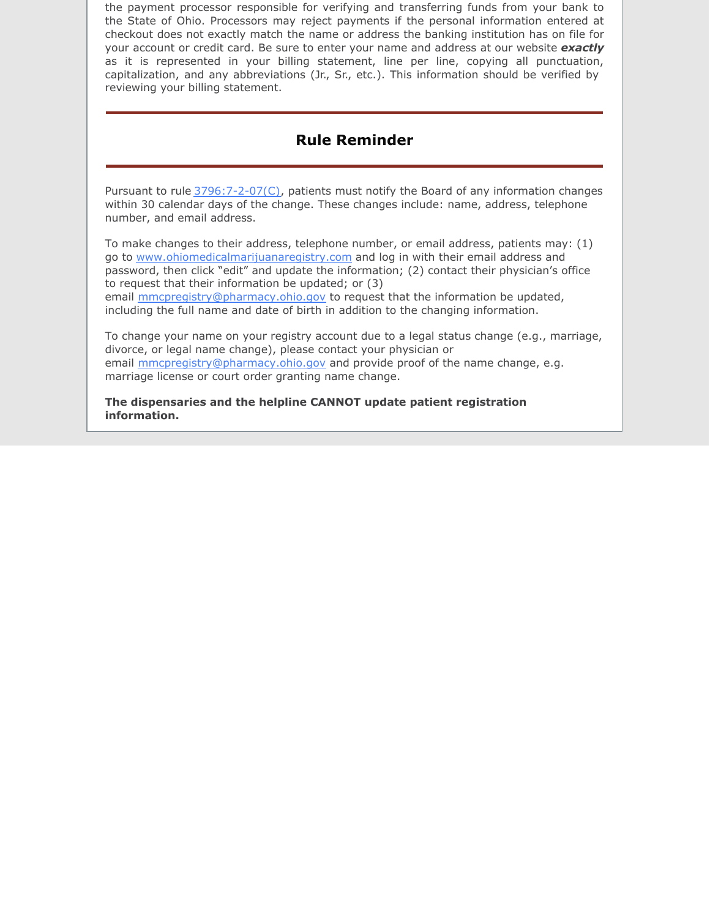the payment processor responsible for verifying and transferring funds from your bank to the State of Ohio. Processors may reject payments if the personal information entered at checkout does not exactly match the name or address the banking institution has on file for your account or credit card. Be sure to enter your name and address at our website ***exactly*** as it is represented in your billing statement, line per line, copying all punctuation, capitalization, and any abbreviations (Jr., Sr., etc.). This information should be verified by reviewing your billing statement.

## Rule Reminder

Pursuant to rule 3796:7-2-07(C), patients must notify the Board of any information changes within 30 calendar days of the change. These changes include: name, address, telephone number, and email address.

To make changes to their address, telephone number, or email address, patients may: (1) go to www.ohiomedicalmarijuanaregistry.com and log in with their email address and password, then click "edit" and update the information; (2) contact their physician's office to request that their information be updated; or (3) email mmcpregistry@pharmacy.ohio.gov to request that the information be updated, including the full name and date of birth in addition to the changing information.

To change your name on your registry account due to a legal status change (e.g., marriage, divorce, or legal name change), please contact your physician or email mmcpregistry@pharmacy.ohio.gov and provide proof of the name change, e.g. marriage license or court order granting name change.

**The dispensaries and the helpline CANNOT update patient registration information.**